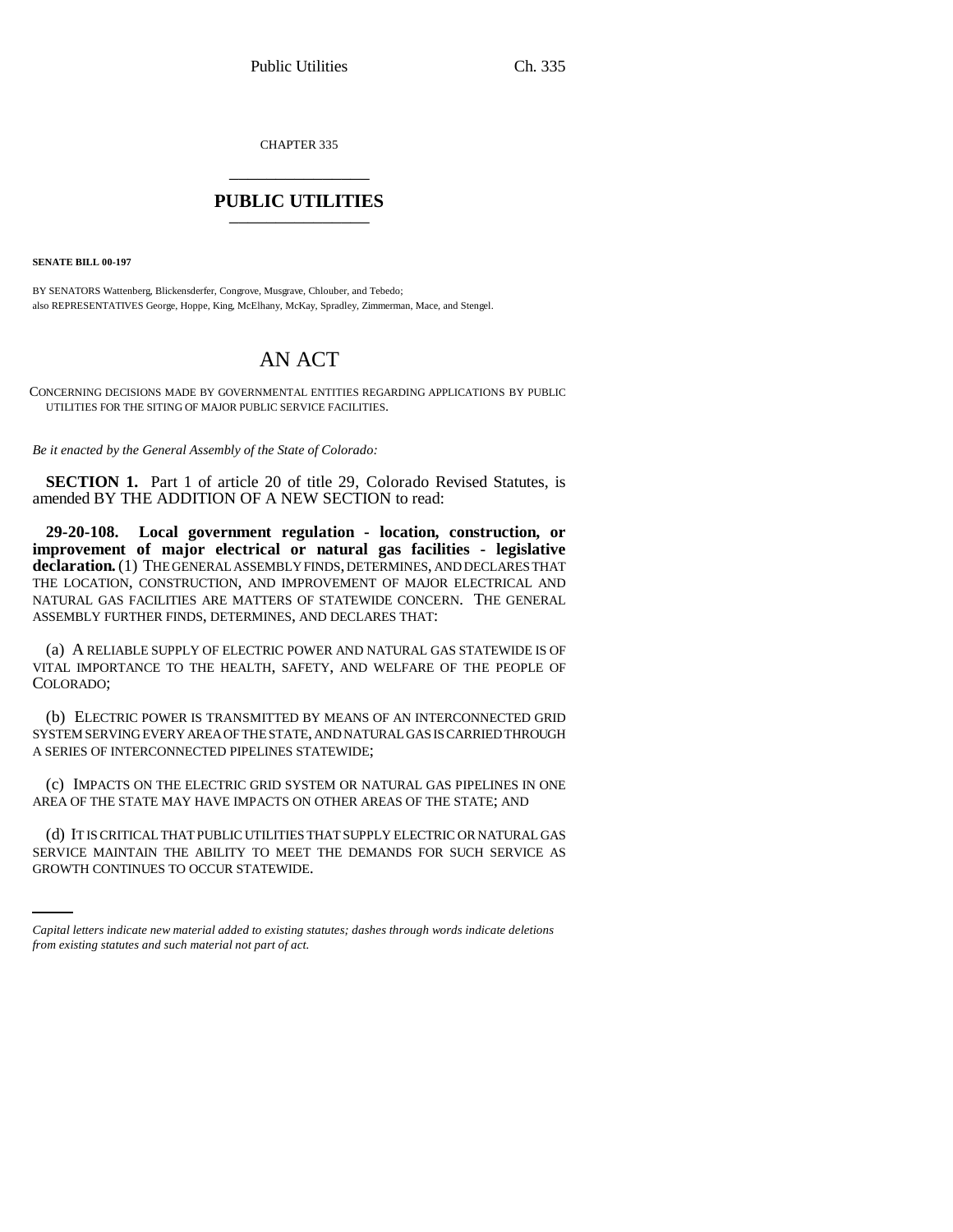CHAPTER 335

# PUBLIC UTILITIES

**SENATE BILL 00-197**

BY SENATORS Wattenberg, Blickensderfer, Congrove, Musgrave, Chlouber, and Tebedo;
also REPRESENTATIVES George, Hoppe, King, McElhany, McKay, Spradley, Zimmerman, Mace, and Stengel.

## AN ACT

CONCERNING DECISIONS MADE BY GOVERNMENTAL ENTITIES REGARDING APPLICATIONS BY PUBLIC UTILITIES FOR THE SITING OF MAJOR PUBLIC SERVICE FACILITIES.

*Be it enacted by the General Assembly of the State of Colorado:*

**SECTION 1.** Part 1 of article 20 of title 29, Colorado Revised Statutes, is amended BY THE ADDITION OF A NEW SECTION to read:

**29-20-108. Local government regulation - location, construction, or improvement of major electrical or natural gas facilities - legislative declaration.** (1) THE GENERAL ASSEMBLY FINDS, DETERMINES, AND DECLARES THAT THE LOCATION, CONSTRUCTION, AND IMPROVEMENT OF MAJOR ELECTRICAL AND NATURAL GAS FACILITIES ARE MATTERS OF STATEWIDE CONCERN. THE GENERAL ASSEMBLY FURTHER FINDS, DETERMINES, AND DECLARES THAT:

(a) A RELIABLE SUPPLY OF ELECTRIC POWER AND NATURAL GAS STATEWIDE IS OF VITAL IMPORTANCE TO THE HEALTH, SAFETY, AND WELFARE OF THE PEOPLE OF COLORADO;

(b) ELECTRIC POWER IS TRANSMITTED BY MEANS OF AN INTERCONNECTED GRID SYSTEM SERVING EVERY AREA OF THE STATE, AND NATURAL GAS IS CARRIED THROUGH A SERIES OF INTERCONNECTED PIPELINES STATEWIDE;

(c) IMPACTS ON THE ELECTRIC GRID SYSTEM OR NATURAL GAS PIPELINES IN ONE AREA OF THE STATE MAY HAVE IMPACTS ON OTHER AREAS OF THE STATE; AND

(d) IT IS CRITICAL THAT PUBLIC UTILITIES THAT SUPPLY ELECTRIC OR NATURAL GAS SERVICE MAINTAIN THE ABILITY TO MEET THE DEMANDS FOR SUCH SERVICE AS GROWTH CONTINUES TO OCCUR STATEWIDE.

*Capital letters indicate new material added to existing statutes; dashes through words indicate deletions from existing statutes and such material not part of act.*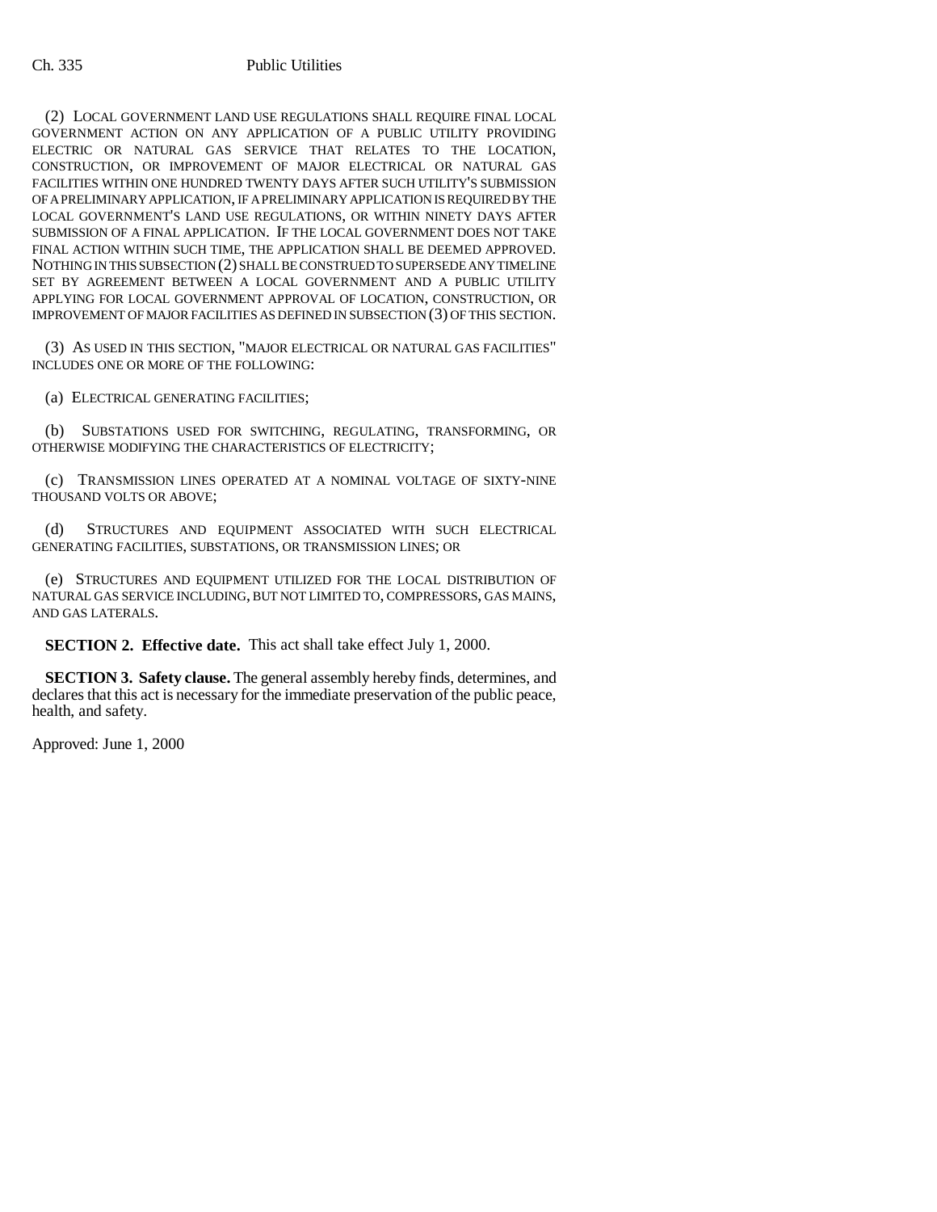(2) LOCAL GOVERNMENT LAND USE REGULATIONS SHALL REQUIRE FINAL LOCAL GOVERNMENT ACTION ON ANY APPLICATION OF A PUBLIC UTILITY PROVIDING ELECTRIC OR NATURAL GAS SERVICE THAT RELATES TO THE LOCATION, CONSTRUCTION, OR IMPROVEMENT OF MAJOR ELECTRICAL OR NATURAL GAS FACILITIES WITHIN ONE HUNDRED TWENTY DAYS AFTER SUCH UTILITY'S SUBMISSION OF A PRELIMINARY APPLICATION, IF A PRELIMINARY APPLICATION IS REQUIRED BY THE LOCAL GOVERNMENT'S LAND USE REGULATIONS, OR WITHIN NINETY DAYS AFTER SUBMISSION OF A FINAL APPLICATION. IF THE LOCAL GOVERNMENT DOES NOT TAKE FINAL ACTION WITHIN SUCH TIME, THE APPLICATION SHALL BE DEEMED APPROVED. NOTHING IN THIS SUBSECTION (2) SHALL BE CONSTRUED TO SUPERSEDE ANY TIMELINE SET BY AGREEMENT BETWEEN A LOCAL GOVERNMENT AND A PUBLIC UTILITY APPLYING FOR LOCAL GOVERNMENT APPROVAL OF LOCATION, CONSTRUCTION, OR IMPROVEMENT OF MAJOR FACILITIES AS DEFINED IN SUBSECTION (3) OF THIS SECTION.

(3) AS USED IN THIS SECTION, "MAJOR ELECTRICAL OR NATURAL GAS FACILITIES" INCLUDES ONE OR MORE OF THE FOLLOWING:

(a) ELECTRICAL GENERATING FACILITIES;

(b) SUBSTATIONS USED FOR SWITCHING, REGULATING, TRANSFORMING, OR OTHERWISE MODIFYING THE CHARACTERISTICS OF ELECTRICITY;

(c) TRANSMISSION LINES OPERATED AT A NOMINAL VOLTAGE OF SIXTY-NINE THOUSAND VOLTS OR ABOVE;

(d) STRUCTURES AND EQUIPMENT ASSOCIATED WITH SUCH ELECTRICAL GENERATING FACILITIES, SUBSTATIONS, OR TRANSMISSION LINES; OR

(e) STRUCTURES AND EQUIPMENT UTILIZED FOR THE LOCAL DISTRIBUTION OF NATURAL GAS SERVICE INCLUDING, BUT NOT LIMITED TO, COMPRESSORS, GAS MAINS, AND GAS LATERALS.

**SECTION 2. Effective date.** This act shall take effect July 1, 2000.

**SECTION 3. Safety clause.** The general assembly hereby finds, determines, and declares that this act is necessary for the immediate preservation of the public peace, health, and safety.

Approved: June 1, 2000